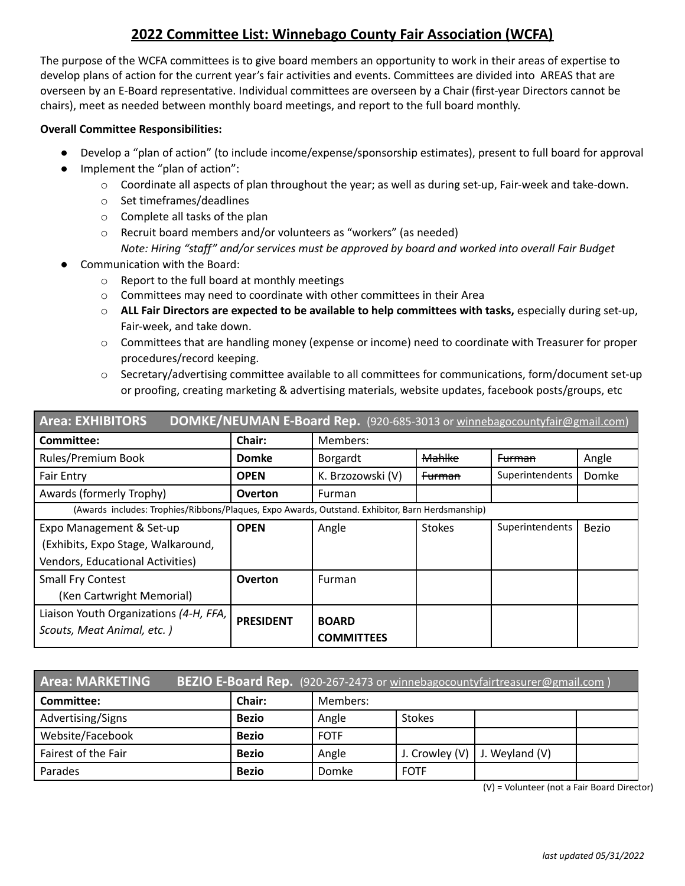# 2022 Committee List: Winnebago County Fair Association (WCFA)

The purpose of the WCFA committees is to give board members an opportunity to work in their areas of expertise to develop plans of action for the current year's fair activities and events. Committees are divided into AREAS that are overseen by an E-Board representative. Individual committees are overseen by a Chair (first-year Directors cannot be chairs), meet as needed between monthly board meetings, and report to the full board monthly.

**Overall Committee Responsibilities:**

- Develop a "plan of action" (to include income/expense/sponsorship estimates), present to full board for approval
- Implement the "plan of action":
  - Coordinate all aspects of plan throughout the year; as well as during set-up, Fair-week and take-down.
  - Set timeframes/deadlines
  - Complete all tasks of the plan
  - Recruit board members and/or volunteers as "workers" (as needed)
    *Note: Hiring "staff" and/or services must be approved by board and worked into overall Fair Budget*
- Communication with the Board:
  - Report to the full board at monthly meetings
  - Committees may need to coordinate with other committees in their Area
  - **ALL Fair Directors are expected to be available to help committees with tasks,** especially during set-up, Fair-week, and take down.
  - Committees that are handling money (expense or income) need to coordinate with Treasurer for proper procedures/record keeping.
  - Secretary/advertising committee available to all committees for communications, form/document set-up or proofing, creating marketing & advertising materials, website updates, facebook posts/groups, etc

| **Area: EXHIBITORS** **DOMKE/NEUMAN E-Board Rep.** (920-685-3013 or winnebagocountyfair@gmail.com) | | | | | |
|---|---|---|---|---|---|
| **Committee:** | **Chair:** | Members: | | | |
| Rules/Premium Book | **Domke** | Borgardt | ~~Mahlke~~ | ~~Furman~~ | Angle |
| Fair Entry | **OPEN** | K. Brzozowski (V) | ~~Furman~~ | Superintendents | Domke |
| Awards (formerly Trophy) | **Overton** | Furman | | | |
| (Awards includes: Trophies/Ribbons/Plaques, Expo Awards, Outstand. Exhibitor, Barn Herdsmanship) | | | | | |
| Expo Management & Set-up (Exhibits, Expo Stage, Walkaround, Vendors, Educational Activities) | **OPEN** | Angle | Stokes | Superintendents | Bezio |
| Small Fry Contest (Ken Cartwright Memorial) | **Overton** | Furman | | | |
| Liaison Youth Organizations *(4-H, FFA, Scouts, Meat Animal, etc. )* | **PRESIDENT** | **BOARD COMMITTEES** | | | |

| **Area: MARKETING** **BEZIO E-Board Rep.** (920-267-2473 or winnebagocountyfairtreasurer@gmail.com ) | | | | | |
|---|---|---|---|---|---|
| **Committee:** | **Chair:** | Members: | | | |
| Advertising/Signs | **Bezio** | Angle | Stokes | | |
| Website/Facebook | **Bezio** | FOTF | | | |
| Fairest of the Fair | **Bezio** | Angle | J. Crowley (V) | J. Weyland (V) | |
| Parades | **Bezio** | Domke | FOTF | | |

(V) = Volunteer (not a Fair Board Director)

*last updated 05/31/2022*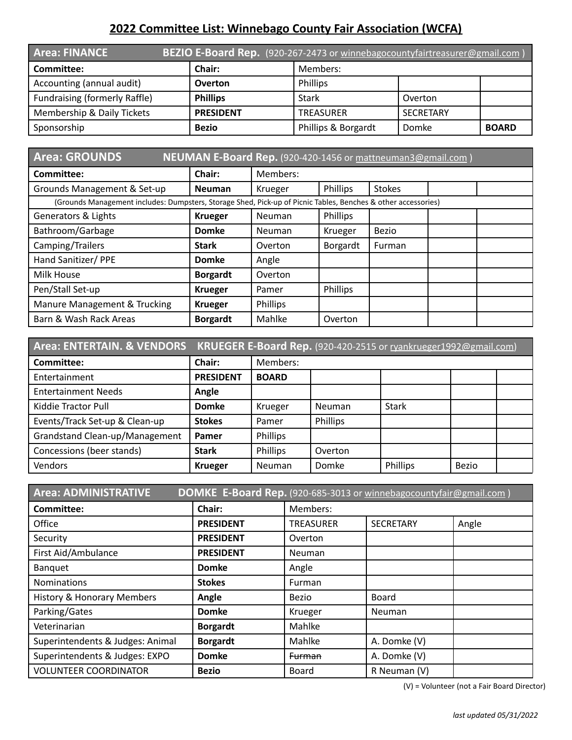## 2022 Committee List: Winnebago County Fair Association (WCFA)

| **Area: FINANCE** | **BEZIO E-Board Rep.** (920-267-2473 or winnebagocountyfairtreasurer@gmail.com ) | | | |
|---|---|---|---|---|
| **Committee:** | **Chair:** | Members: | | |
| Accounting (annual audit) | **Overton** | Phillips | | |
| Fundraising (formerly Raffle) | **Phillips** | Stark | Overton | |
| Membership & Daily Tickets | **PRESIDENT** | TREASURER | SECRETARY | |
| Sponsorship | **Bezio** | Phillips & Borgardt | Domke | **BOARD** |

| **Area: GROUNDS** | **NEUMAN E-Board Rep.** (920-420-1456 or mattneuman3@gmail.com ) | | | | | |
|---|---|---|---|---|---|---|
| **Committee:** | **Chair:** | Members: | | | | |
| Grounds Management & Set-up | **Neuman** | Krueger | Phillips | Stokes | | |
| (Grounds Management includes: Dumpsters, Storage Shed, Pick-up of Picnic Tables, Benches & other accessories) | | | | | | |
| Generators & Lights | **Krueger** | Neuman | Phillips | | | |
| Bathroom/Garbage | **Domke** | Neuman | Krueger | Bezio | | |
| Camping/Trailers | **Stark** | Overton | Borgardt | Furman | | |
| Hand Sanitizer/ PPE | **Domke** | Angle | | | | |
| Milk House | **Borgardt** | Overton | | | | |
| Pen/Stall Set-up | **Krueger** | Pamer | Phillips | | | |
| Manure Management & Trucking | **Krueger** | Phillips | | | | |
| Barn & Wash Rack Areas | **Borgardt** | Mahlke | Overton | | | |

| **Area: ENTERTAIN. & VENDORS** | **KRUEGER E-Board Rep.** (920-420-2515 or ryankrueger1992@gmail.com) | | | | | |
|---|---|---|---|---|---|---|
| **Committee:** | **Chair:** | Members: | | | | |
| Entertainment | **PRESIDENT** | **BOARD** | | | | |
| Entertainment Needs | **Angle** | | | | | |
| Kiddie Tractor Pull | **Domke** | Krueger | Neuman | Stark | | |
| Events/Track Set-up & Clean-up | **Stokes** | Pamer | Phillips | | | |
| Grandstand Clean-up/Management | **Pamer** | Phillips | | | | |
| Concessions (beer stands) | **Stark** | Phillips | Overton | | | |
| Vendors | **Krueger** | Neuman | Domke | Phillips | Bezio | |

| **Area: ADMINISTRATIVE** | **DOMKE E-Board Rep.** (920-685-3013 or winnebagocountyfair@gmail.com ) | | | |
|---|---|---|---|---|
| **Committee:** | **Chair:** | Members: | | |
| Office | **PRESIDENT** | TREASURER | SECRETARY | Angle |
| Security | **PRESIDENT** | Overton | | |
| First Aid/Ambulance | **PRESIDENT** | Neuman | | |
| Banquet | **Domke** | Angle | | |
| Nominations | **Stokes** | Furman | | |
| History & Honorary Members | **Angle** | Bezio | Board | |
| Parking/Gates | **Domke** | Krueger | Neuman | |
| Veterinarian | **Borgardt** | Mahlke | | |
| Superintendents & Judges: Animal | **Borgardt** | Mahlke | A. Domke (V) | |
| Superintendents & Judges: EXPO | **Domke** | ~~Furman~~ | A. Domke (V) | |
| VOLUNTEER COORDINATOR | **Bezio** | Board | R Neuman (V) | |

(V) = Volunteer (not a Fair Board Director)

*last updated 05/31/2022*